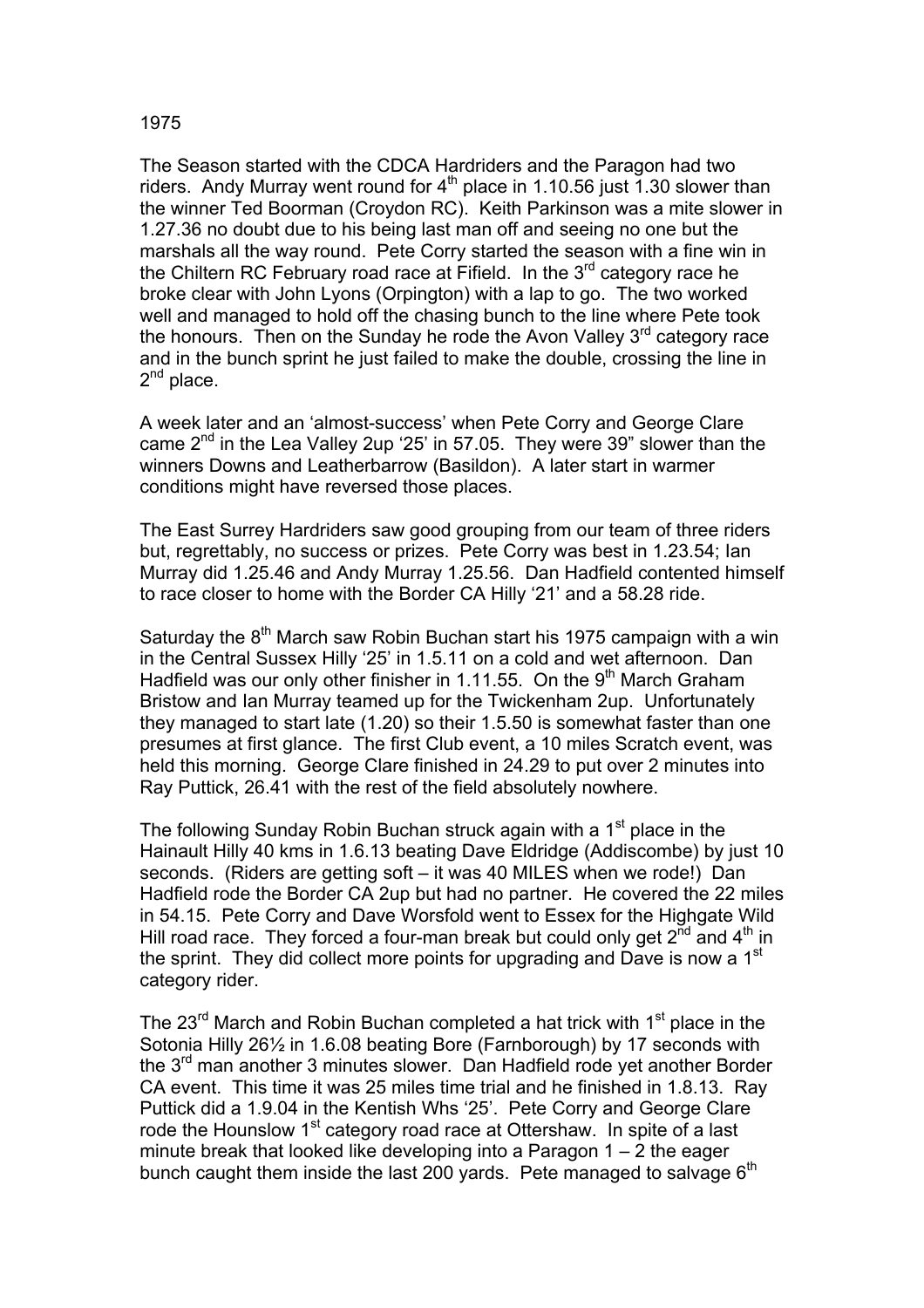1975

The Season started with the CDCA Hardriders and the Paragon had two riders. Andy Murray went round for 4th place in 1.10.56 just 1.30 slower than the winner Ted Boorman (Croydon RC). Keith Parkinson was a mite slower in 1.27.36 no doubt due to his being last man off and seeing no one but the marshals all the way round. Pete Corry started the season with a fine win in the Chiltern RC February road race at Fifield. In the 3rd category race he broke clear with John Lyons (Orpington) with a lap to go. The two worked well and managed to hold off the chasing bunch to the line where Pete took the honours. Then on the Sunday he rode the Avon Valley 3rd category race and in the bunch sprint he just failed to make the double, crossing the line in 2nd place.

A week later and an 'almost-success' when Pete Corry and George Clare came 2nd in the Lea Valley 2up '25' in 57.05. They were 39" slower than the winners Downs and Leatherbarrow (Basildon). A later start in warmer conditions might have reversed those places.

The East Surrey Hardriders saw good grouping from our team of three riders but, regrettably, no success or prizes. Pete Corry was best in 1.23.54; Ian Murray did 1.25.46 and Andy Murray 1.25.56. Dan Hadfield contented himself to race closer to home with the Border CA Hilly '21' and a 58.28 ride.

Saturday the 8th March saw Robin Buchan start his 1975 campaign with a win in the Central Sussex Hilly '25' in 1.5.11 on a cold and wet afternoon. Dan Hadfield was our only other finisher in 1.11.55. On the 9th March Graham Bristow and Ian Murray teamed up for the Twickenham 2up. Unfortunately they managed to start late (1.20) so their 1.5.50 is somewhat faster than one presumes at first glance. The first Club event, a 10 miles Scratch event, was held this morning. George Clare finished in 24.29 to put over 2 minutes into Ray Puttick, 26.41 with the rest of the field absolutely nowhere.

The following Sunday Robin Buchan struck again with a 1st place in the Hainault Hilly 40 kms in 1.6.13 beating Dave Eldridge (Addiscombe) by just 10 seconds. (Riders are getting soft – it was 40 MILES when we rode!) Dan Hadfield rode the Border CA 2up but had no partner. He covered the 22 miles in 54.15. Pete Corry and Dave Worsfold went to Essex for the Highgate Wild Hill road race. They forced a four-man break but could only get 2nd and 4th in the sprint. They did collect more points for upgrading and Dave is now a 1st category rider.

The 23rd March and Robin Buchan completed a hat trick with 1st place in the Sotonia Hilly 26½ in 1.6.08 beating Bore (Farnborough) by 17 seconds with the 3rd man another 3 minutes slower. Dan Hadfield rode yet another Border CA event. This time it was 25 miles time trial and he finished in 1.8.13. Ray Puttick did a 1.9.04 in the Kentish Whs '25'. Pete Corry and George Clare rode the Hounslow 1st category road race at Ottershaw. In spite of a last minute break that looked like developing into a Paragon 1 – 2 the eager bunch caught them inside the last 200 yards. Pete managed to salvage 6th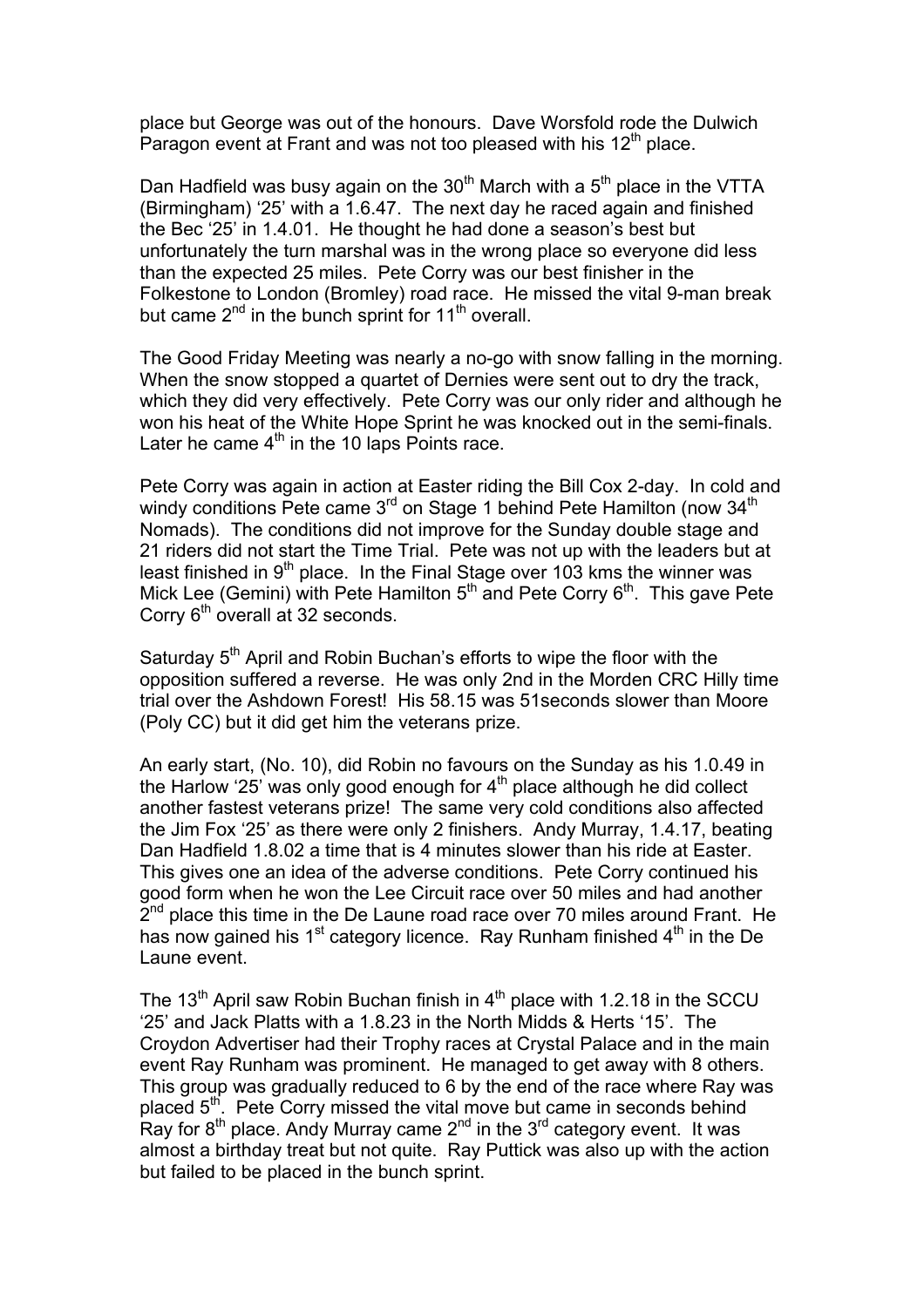place but George was out of the honours. Dave Worsfold rode the Dulwich Paragon event at Frant and was not too pleased with his 12th place.

Dan Hadfield was busy again on the 30th March with a 5th place in the VTTA (Birmingham) '25' with a 1.6.47. The next day he raced again and finished the Bec '25' in 1.4.01. He thought he had done a season's best but unfortunately the turn marshal was in the wrong place so everyone did less than the expected 25 miles. Pete Corry was our best finisher in the Folkestone to London (Bromley) road race. He missed the vital 9-man break but came 2nd in the bunch sprint for 11th overall.

The Good Friday Meeting was nearly a no-go with snow falling in the morning. When the snow stopped a quartet of Dernies were sent out to dry the track, which they did very effectively. Pete Corry was our only rider and although he won his heat of the White Hope Sprint he was knocked out in the semi-finals. Later he came 4th in the 10 laps Points race.

Pete Corry was again in action at Easter riding the Bill Cox 2-day. In cold and windy conditions Pete came 3rd on Stage 1 behind Pete Hamilton (now 34th Nomads). The conditions did not improve for the Sunday double stage and 21 riders did not start the Time Trial. Pete was not up with the leaders but at least finished in 9th place. In the Final Stage over 103 kms the winner was Mick Lee (Gemini) with Pete Hamilton 5th and Pete Corry 6th. This gave Pete Corry 6th overall at 32 seconds.

Saturday 5th April and Robin Buchan's efforts to wipe the floor with the opposition suffered a reverse. He was only 2nd in the Morden CRC Hilly time trial over the Ashdown Forest! His 58.15 was 51seconds slower than Moore (Poly CC) but it did get him the veterans prize.

An early start, (No. 10), did Robin no favours on the Sunday as his 1.0.49 in the Harlow '25' was only good enough for 4th place although he did collect another fastest veterans prize! The same very cold conditions also affected the Jim Fox '25' as there were only 2 finishers. Andy Murray, 1.4.17, beating Dan Hadfield 1.8.02 a time that is 4 minutes slower than his ride at Easter. This gives one an idea of the adverse conditions. Pete Corry continued his good form when he won the Lee Circuit race over 50 miles and had another 2nd place this time in the De Laune road race over 70 miles around Frant. He has now gained his 1st category licence. Ray Runham finished 4th in the De Laune event.

The 13th April saw Robin Buchan finish in 4th place with 1.2.18 in the SCCU '25' and Jack Platts with a 1.8.23 in the North Midds & Herts '15'. The Croydon Advertiser had their Trophy races at Crystal Palace and in the main event Ray Runham was prominent. He managed to get away with 8 others. This group was gradually reduced to 6 by the end of the race where Ray was placed 5th. Pete Corry missed the vital move but came in seconds behind Ray for 8th place. Andy Murray came 2nd in the 3rd category event. It was almost a birthday treat but not quite. Ray Puttick was also up with the action but failed to be placed in the bunch sprint.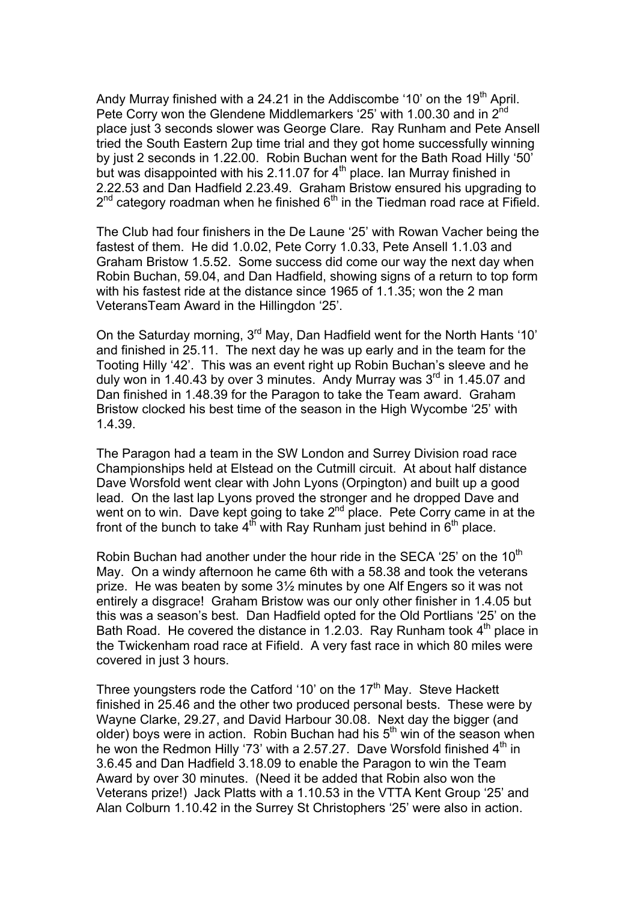Andy Murray finished with a 24.21 in the Addiscombe '10' on the 19th April. Pete Corry won the Glendene Middlemarkers '25' with 1.00.30 and in 2nd place just 3 seconds slower was George Clare. Ray Runham and Pete Ansell tried the South Eastern 2up time trial and they got home successfully winning by just 2 seconds in 1.22.00. Robin Buchan went for the Bath Road Hilly '50' but was disappointed with his 2.11.07 for 4th place. Ian Murray finished in 2.22.53 and Dan Hadfield 2.23.49. Graham Bristow ensured his upgrading to 2nd category roadman when he finished 6th in the Tiedman road race at Fifield.

The Club had four finishers in the De Laune '25' with Rowan Vacher being the fastest of them. He did 1.0.02, Pete Corry 1.0.33, Pete Ansell 1.1.03 and Graham Bristow 1.5.52. Some success did come our way the next day when Robin Buchan, 59.04, and Dan Hadfield, showing signs of a return to top form with his fastest ride at the distance since 1965 of 1.1.35; won the 2 man VeteransTeam Award in the Hillingdon '25'.

On the Saturday morning, 3rd May, Dan Hadfield went for the North Hants '10' and finished in 25.11. The next day he was up early and in the team for the Tooting Hilly '42'. This was an event right up Robin Buchan's sleeve and he duly won in 1.40.43 by over 3 minutes. Andy Murray was 3rd in 1.45.07 and Dan finished in 1.48.39 for the Paragon to take the Team award. Graham Bristow clocked his best time of the season in the High Wycombe '25' with 1.4.39.

The Paragon had a team in the SW London and Surrey Division road race Championships held at Elstead on the Cutmill circuit. At about half distance Dave Worsfold went clear with John Lyons (Orpington) and built up a good lead. On the last lap Lyons proved the stronger and he dropped Dave and went on to win. Dave kept going to take 2nd place. Pete Corry came in at the front of the bunch to take 4th with Ray Runham just behind in 6th place.

Robin Buchan had another under the hour ride in the SECA '25' on the 10th May. On a windy afternoon he came 6th with a 58.38 and took the veterans prize. He was beaten by some 3½ minutes by one Alf Engers so it was not entirely a disgrace! Graham Bristow was our only other finisher in 1.4.05 but this was a season's best. Dan Hadfield opted for the Old Portlians '25' on the Bath Road. He covered the distance in 1.2.03. Ray Runham took 4th place in the Twickenham road race at Fifield. A very fast race in which 80 miles were covered in just 3 hours.

Three youngsters rode the Catford '10' on the 17th May. Steve Hackett finished in 25.46 and the other two produced personal bests. These were by Wayne Clarke, 29.27, and David Harbour 30.08. Next day the bigger (and older) boys were in action. Robin Buchan had his 5th win of the season when he won the Redmon Hilly '73' with a 2.57.27. Dave Worsfold finished 4th in 3.6.45 and Dan Hadfield 3.18.09 to enable the Paragon to win the Team Award by over 30 minutes. (Need it be added that Robin also won the Veterans prize!) Jack Platts with a 1.10.53 in the VTTA Kent Group '25' and Alan Colburn 1.10.42 in the Surrey St Christophers '25' were also in action.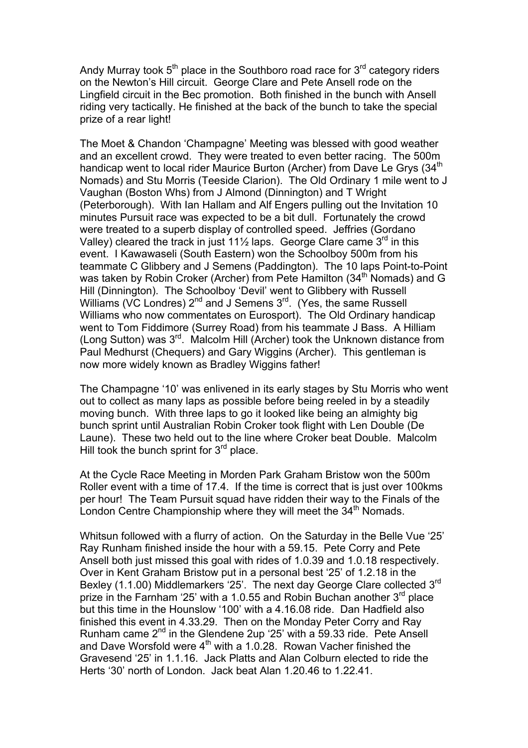Andy Murray took 5th place in the Southboro road race for 3rd category riders on the Newton's Hill circuit. George Clare and Pete Ansell rode on the Lingfield circuit in the Bec promotion. Both finished in the bunch with Ansell riding very tactically. He finished at the back of the bunch to take the special prize of a rear light!

The Moet & Chandon 'Champagne' Meeting was blessed with good weather and an excellent crowd. They were treated to even better racing. The 500m handicap went to local rider Maurice Burton (Archer) from Dave Le Grys (34th Nomads) and Stu Morris (Teeside Clarion). The Old Ordinary 1 mile went to J Vaughan (Boston Whs) from J Almond (Dinnington) and T Wright (Peterborough). With Ian Hallam and Alf Engers pulling out the Invitation 10 minutes Pursuit race was expected to be a bit dull. Fortunately the crowd were treated to a superb display of controlled speed. Jeffries (Gordano Valley) cleared the track in just 11½ laps. George Clare came 3rd in this event. I Kawawaseli (South Eastern) won the Schoolboy 500m from his teammate C Glibbery and J Semens (Paddington). The 10 laps Point-to-Point was taken by Robin Croker (Archer) from Pete Hamilton (34th Nomads) and G Hill (Dinnington). The Schoolboy 'Devil' went to Glibbery with Russell Williams (VC Londres) 2nd and J Semens 3rd. (Yes, the same Russell Williams who now commentates on Eurosport). The Old Ordinary handicap went to Tom Fiddimore (Surrey Road) from his teammate J Bass. A Hilliam (Long Sutton) was 3rd. Malcolm Hill (Archer) took the Unknown distance from Paul Medhurst (Chequers) and Gary Wiggins (Archer). This gentleman is now more widely known as Bradley Wiggins father!

The Champagne '10' was enlivened in its early stages by Stu Morris who went out to collect as many laps as possible before being reeled in by a steadily moving bunch. With three laps to go it looked like being an almighty big bunch sprint until Australian Robin Croker took flight with Len Double (De Laune). These two held out to the line where Croker beat Double. Malcolm Hill took the bunch sprint for 3rd place.

At the Cycle Race Meeting in Morden Park Graham Bristow won the 500m Roller event with a time of 17.4. If the time is correct that is just over 100kms per hour! The Team Pursuit squad have ridden their way to the Finals of the London Centre Championship where they will meet the 34th Nomads.

Whitsun followed with a flurry of action. On the Saturday in the Belle Vue '25' Ray Runham finished inside the hour with a 59.15. Pete Corry and Pete Ansell both just missed this goal with rides of 1.0.39 and 1.0.18 respectively. Over in Kent Graham Bristow put in a personal best '25' of 1.2.18 in the Bexley (1.1.00) Middlemarkers '25'. The next day George Clare collected 3rd prize in the Farnham '25' with a 1.0.55 and Robin Buchan another 3rd place but this time in the Hounslow '100' with a 4.16.08 ride. Dan Hadfield also finished this event in 4.33.29. Then on the Monday Peter Corry and Ray Runham came 2nd in the Glendene 2up '25' with a 59.33 ride. Pete Ansell and Dave Worsfold were 4th with a 1.0.28. Rowan Vacher finished the Gravesend '25' in 1.1.16. Jack Platts and Alan Colburn elected to ride the Herts '30' north of London. Jack beat Alan 1.20.46 to 1.22.41.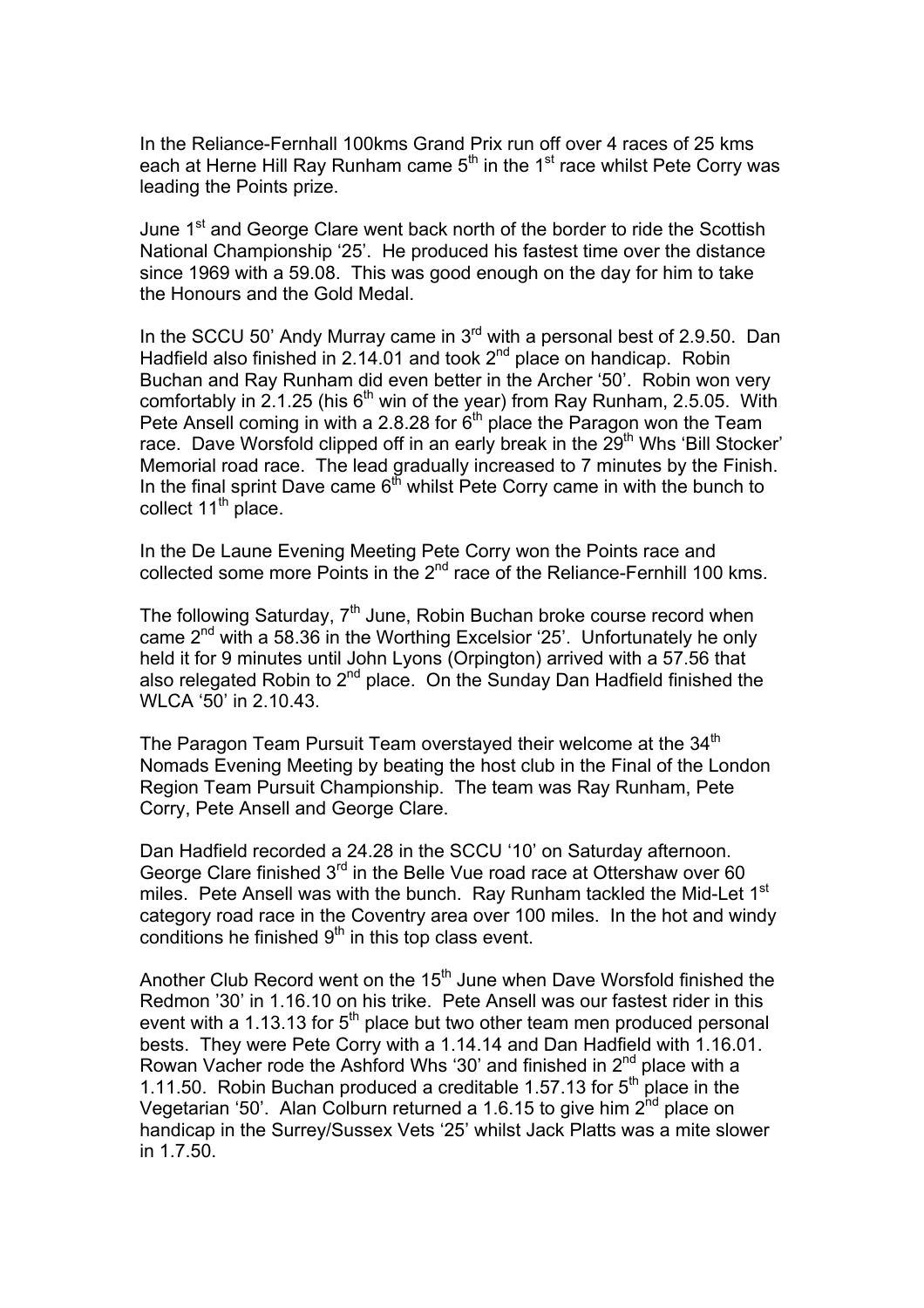In the Reliance-Fernhall 100kms Grand Prix run off over 4 races of 25 kms each at Herne Hill Ray Runham came 5th in the 1st race whilst Pete Corry was leading the Points prize.

June 1st and George Clare went back north of the border to ride the Scottish National Championship '25'. He produced his fastest time over the distance since 1969 with a 59.08. This was good enough on the day for him to take the Honours and the Gold Medal.

In the SCCU 50' Andy Murray came in 3rd with a personal best of 2.9.50. Dan Hadfield also finished in 2.14.01 and took 2nd place on handicap. Robin Buchan and Ray Runham did even better in the Archer '50'. Robin won very comfortably in 2.1.25 (his 6th win of the year) from Ray Runham, 2.5.05. With Pete Ansell coming in with a 2.8.28 for 6th place the Paragon won the Team race. Dave Worsfold clipped off in an early break in the 29th Whs 'Bill Stocker' Memorial road race. The lead gradually increased to 7 minutes by the Finish. In the final sprint Dave came 6th whilst Pete Corry came in with the bunch to collect 11th place.

In the De Laune Evening Meeting Pete Corry won the Points race and collected some more Points in the 2nd race of the Reliance-Fernhill 100 kms.

The following Saturday, 7th June, Robin Buchan broke course record when came 2nd with a 58.36 in the Worthing Excelsior '25'. Unfortunately he only held it for 9 minutes until John Lyons (Orpington) arrived with a 57.56 that also relegated Robin to 2nd place. On the Sunday Dan Hadfield finished the WLCA '50' in 2.10.43.

The Paragon Team Pursuit Team overstayed their welcome at the 34th Nomads Evening Meeting by beating the host club in the Final of the London Region Team Pursuit Championship. The team was Ray Runham, Pete Corry, Pete Ansell and George Clare.

Dan Hadfield recorded a 24.28 in the SCCU '10' on Saturday afternoon. George Clare finished 3rd in the Belle Vue road race at Ottershaw over 60 miles. Pete Ansell was with the bunch. Ray Runham tackled the Mid-Let 1st category road race in the Coventry area over 100 miles. In the hot and windy conditions he finished 9th in this top class event.

Another Club Record went on the 15th June when Dave Worsfold finished the Redmon '30' in 1.16.10 on his trike. Pete Ansell was our fastest rider in this event with a 1.13.13 for 5th place but two other team men produced personal bests. They were Pete Corry with a 1.14.14 and Dan Hadfield with 1.16.01. Rowan Vacher rode the Ashford Whs '30' and finished in 2nd place with a 1.11.50. Robin Buchan produced a creditable 1.57.13 for 5th place in the Vegetarian '50'. Alan Colburn returned a 1.6.15 to give him 2nd place on handicap in the Surrey/Sussex Vets '25' whilst Jack Platts was a mite slower in 1.7.50.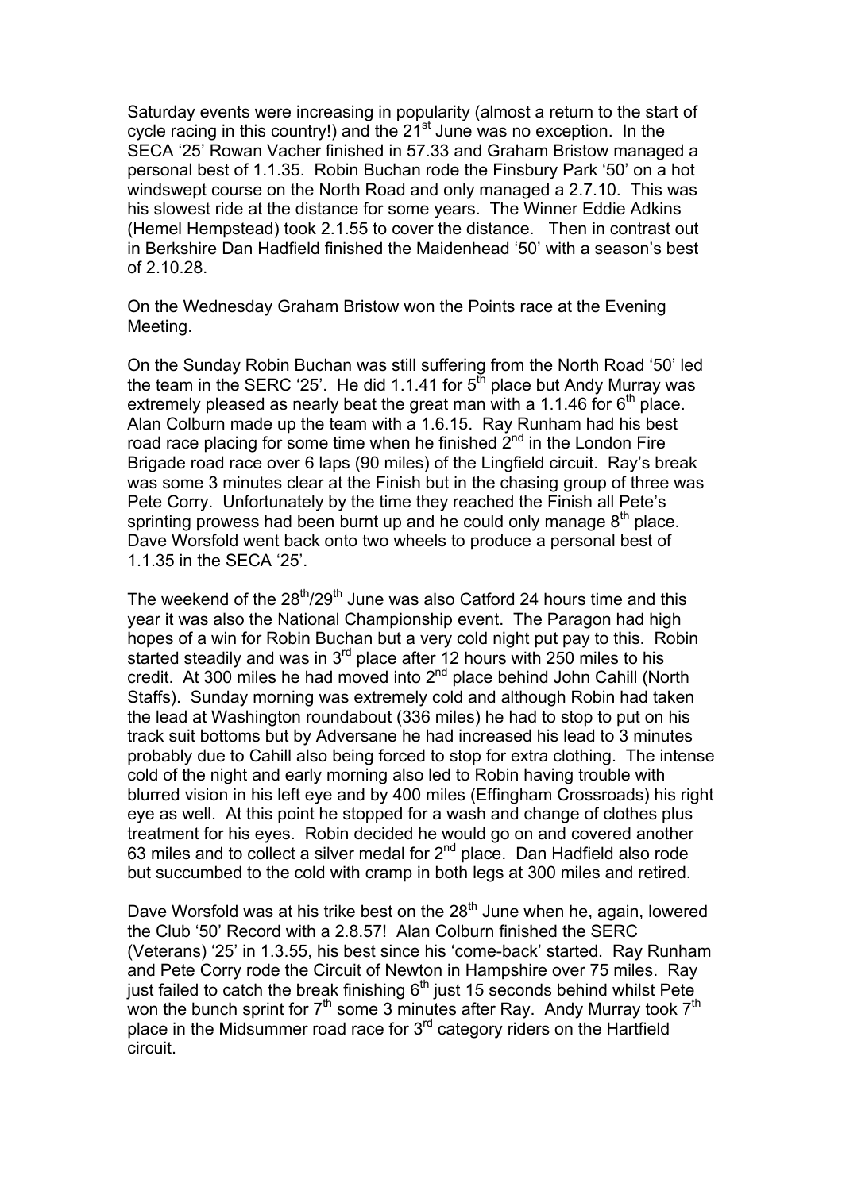Saturday events were increasing in popularity (almost a return to the start of cycle racing in this country!) and the 21st June was no exception. In the SECA '25' Rowan Vacher finished in 57.33 and Graham Bristow managed a personal best of 1.1.35. Robin Buchan rode the Finsbury Park '50' on a hot windswept course on the North Road and only managed a 2.7.10. This was his slowest ride at the distance for some years. The Winner Eddie Adkins (Hemel Hempstead) took 2.1.55 to cover the distance. Then in contrast out in Berkshire Dan Hadfield finished the Maidenhead '50' with a season's best of 2.10.28.

On the Wednesday Graham Bristow won the Points race at the Evening Meeting.

On the Sunday Robin Buchan was still suffering from the North Road '50' led the team in the SERC '25'. He did 1.1.41 for 5th place but Andy Murray was extremely pleased as nearly beat the great man with a 1.1.46 for 6th place. Alan Colburn made up the team with a 1.6.15. Ray Runham had his best road race placing for some time when he finished 2nd in the London Fire Brigade road race over 6 laps (90 miles) of the Lingfield circuit. Ray's break was some 3 minutes clear at the Finish but in the chasing group of three was Pete Corry. Unfortunately by the time they reached the Finish all Pete's sprinting prowess had been burnt up and he could only manage 8th place. Dave Worsfold went back onto two wheels to produce a personal best of 1.1.35 in the SECA '25'.

The weekend of the 28th/29th June was also Catford 24 hours time and this year it was also the National Championship event. The Paragon had high hopes of a win for Robin Buchan but a very cold night put pay to this. Robin started steadily and was in 3rd place after 12 hours with 250 miles to his credit. At 300 miles he had moved into 2nd place behind John Cahill (North Staffs). Sunday morning was extremely cold and although Robin had taken the lead at Washington roundabout (336 miles) he had to stop to put on his track suit bottoms but by Adversane he had increased his lead to 3 minutes probably due to Cahill also being forced to stop for extra clothing. The intense cold of the night and early morning also led to Robin having trouble with blurred vision in his left eye and by 400 miles (Effingham Crossroads) his right eye as well. At this point he stopped for a wash and change of clothes plus treatment for his eyes. Robin decided he would go on and covered another 63 miles and to collect a silver medal for 2nd place. Dan Hadfield also rode but succumbed to the cold with cramp in both legs at 300 miles and retired.

Dave Worsfold was at his trike best on the 28th June when he, again, lowered the Club '50' Record with a 2.8.57! Alan Colburn finished the SERC (Veterans) '25' in 1.3.55, his best since his 'come-back' started. Ray Runham and Pete Corry rode the Circuit of Newton in Hampshire over 75 miles. Ray just failed to catch the break finishing 6th just 15 seconds behind whilst Pete won the bunch sprint for 7th some 3 minutes after Ray. Andy Murray took 7th place in the Midsummer road race for 3rd category riders on the Hartfield circuit.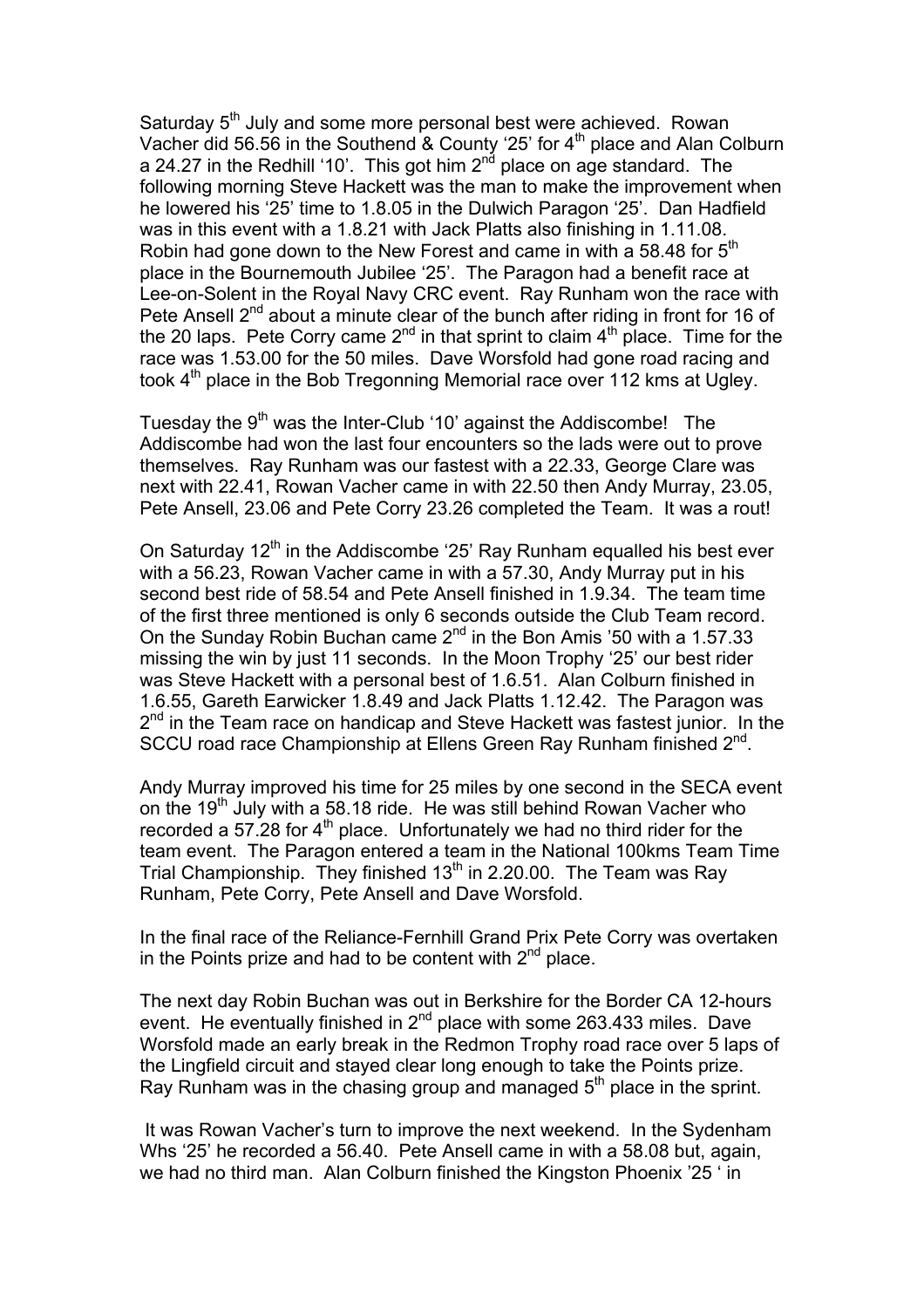Saturday 5th July and some more personal best were achieved. Rowan Vacher did 56.56 in the Southend & County '25' for 4th place and Alan Colburn a 24.27 in the Redhill '10'. This got him 2nd place on age standard. The following morning Steve Hackett was the man to make the improvement when he lowered his '25' time to 1.8.05 in the Dulwich Paragon '25'. Dan Hadfield was in this event with a 1.8.21 with Jack Platts also finishing in 1.11.08. Robin had gone down to the New Forest and came in with a 58.48 for 5th place in the Bournemouth Jubilee '25'. The Paragon had a benefit race at Lee-on-Solent in the Royal Navy CRC event. Ray Runham won the race with Pete Ansell 2nd about a minute clear of the bunch after riding in front for 16 of the 20 laps. Pete Corry came 2nd in that sprint to claim 4th place. Time for the race was 1.53.00 for the 50 miles. Dave Worsfold had gone road racing and took 4th place in the Bob Tregonning Memorial race over 112 kms at Ugley.

Tuesday the 9th was the Inter-Club '10' against the Addiscombe! The Addiscombe had won the last four encounters so the lads were out to prove themselves. Ray Runham was our fastest with a 22.33, George Clare was next with 22.41, Rowan Vacher came in with 22.50 then Andy Murray, 23.05, Pete Ansell, 23.06 and Pete Corry 23.26 completed the Team. It was a rout!

On Saturday 12th in the Addiscombe '25' Ray Runham equalled his best ever with a 56.23, Rowan Vacher came in with a 57.30, Andy Murray put in his second best ride of 58.54 and Pete Ansell finished in 1.9.34. The team time of the first three mentioned is only 6 seconds outside the Club Team record. On the Sunday Robin Buchan came 2nd in the Bon Amis '50 with a 1.57.33 missing the win by just 11 seconds. In the Moon Trophy '25' our best rider was Steve Hackett with a personal best of 1.6.51. Alan Colburn finished in 1.6.55, Gareth Earwicker 1.8.49 and Jack Platts 1.12.42. The Paragon was 2nd in the Team race on handicap and Steve Hackett was fastest junior. In the SCCU road race Championship at Ellens Green Ray Runham finished 2nd.

Andy Murray improved his time for 25 miles by one second in the SECA event on the 19th July with a 58.18 ride. He was still behind Rowan Vacher who recorded a 57.28 for 4th place. Unfortunately we had no third rider for the team event. The Paragon entered a team in the National 100kms Team Time Trial Championship. They finished 13th in 2.20.00. The Team was Ray Runham, Pete Corry, Pete Ansell and Dave Worsfold.

In the final race of the Reliance-Fernhill Grand Prix Pete Corry was overtaken in the Points prize and had to be content with 2nd place.

The next day Robin Buchan was out in Berkshire for the Border CA 12-hours event. He eventually finished in 2nd place with some 263.433 miles. Dave Worsfold made an early break in the Redmon Trophy road race over 5 laps of the Lingfield circuit and stayed clear long enough to take the Points prize. Ray Runham was in the chasing group and managed 5th place in the sprint.

It was Rowan Vacher's turn to improve the next weekend. In the Sydenham Whs '25' he recorded a 56.40. Pete Ansell came in with a 58.08 but, again, we had no third man. Alan Colburn finished the Kingston Phoenix '25 ' in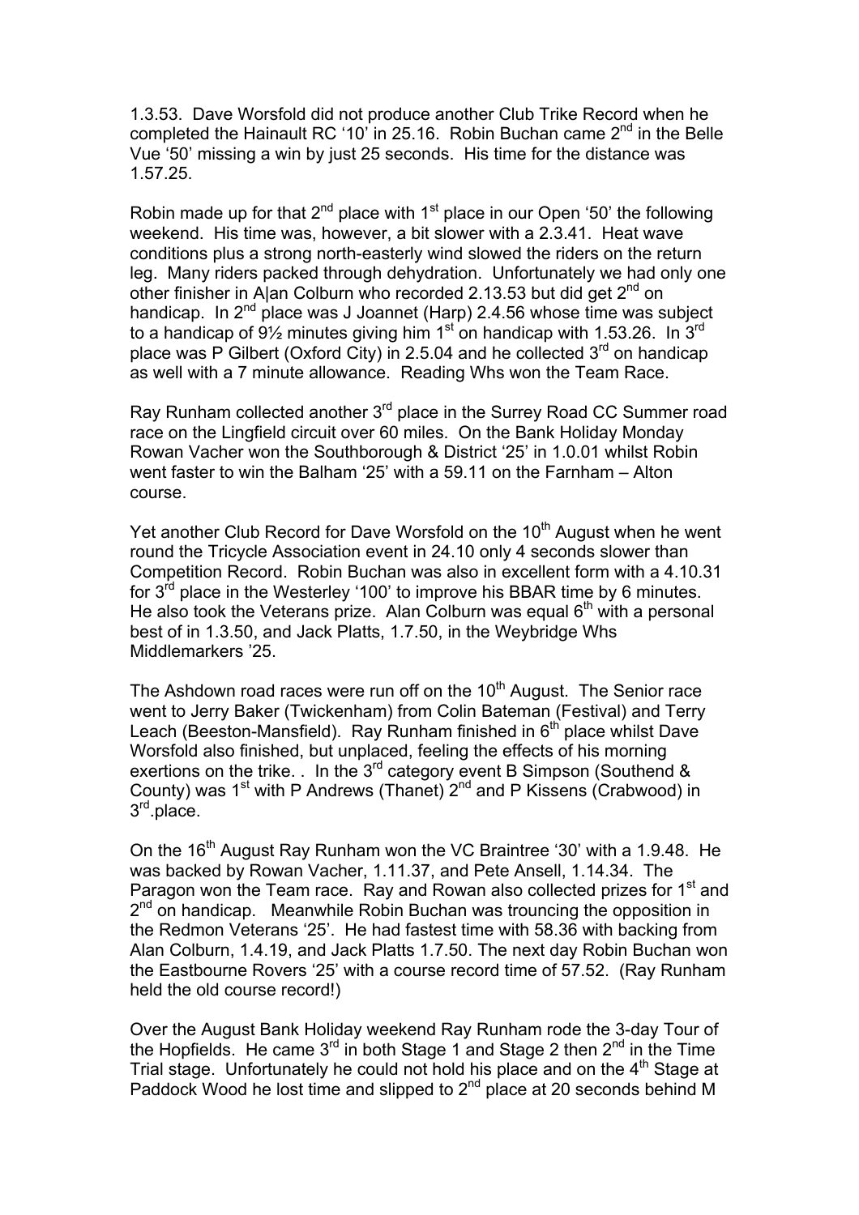1.3.53. Dave Worsfold did not produce another Club Trike Record when he completed the Hainault RC '10' in 25.16. Robin Buchan came 2nd in the Belle Vue '50' missing a win by just 25 seconds. His time for the distance was 1.57.25.

Robin made up for that 2nd place with 1st place in our Open '50' the following weekend. His time was, however, a bit slower with a 2.3.41. Heat wave conditions plus a strong north-easterly wind slowed the riders on the return leg. Many riders packed through dehydration. Unfortunately we had only one other finisher in A|an Colburn who recorded 2.13.53 but did get 2nd on handicap. In 2nd place was J Joannet (Harp) 2.4.56 whose time was subject to a handicap of 9½ minutes giving him 1st on handicap with 1.53.26. In 3rd place was P Gilbert (Oxford City) in 2.5.04 and he collected 3rd on handicap as well with a 7 minute allowance. Reading Whs won the Team Race.

Ray Runham collected another 3rd place in the Surrey Road CC Summer road race on the Lingfield circuit over 60 miles. On the Bank Holiday Monday Rowan Vacher won the Southborough & District '25' in 1.0.01 whilst Robin went faster to win the Balham '25' with a 59.11 on the Farnham – Alton course.

Yet another Club Record for Dave Worsfold on the 10th August when he went round the Tricycle Association event in 24.10 only 4 seconds slower than Competition Record. Robin Buchan was also in excellent form with a 4.10.31 for 3rd place in the Westerley '100' to improve his BBAR time by 6 minutes. He also took the Veterans prize. Alan Colburn was equal 6th with a personal best of in 1.3.50, and Jack Platts, 1.7.50, in the Weybridge Whs Middlemarkers '25.

The Ashdown road races were run off on the 10th August. The Senior race went to Jerry Baker (Twickenham) from Colin Bateman (Festival) and Terry Leach (Beeston-Mansfield). Ray Runham finished in 6th place whilst Dave Worsfold also finished, but unplaced, feeling the effects of his morning exertions on the trike. . In the 3rd category event B Simpson (Southend & County) was 1st with P Andrews (Thanet) 2nd and P Kissens (Crabwood) in 3rd.place.

On the 16th August Ray Runham won the VC Braintree '30' with a 1.9.48. He was backed by Rowan Vacher, 1.11.37, and Pete Ansell, 1.14.34. The Paragon won the Team race. Ray and Rowan also collected prizes for 1st and 2nd on handicap. Meanwhile Robin Buchan was trouncing the opposition in the Redmon Veterans '25'. He had fastest time with 58.36 with backing from Alan Colburn, 1.4.19, and Jack Platts 1.7.50. The next day Robin Buchan won the Eastbourne Rovers '25' with a course record time of 57.52. (Ray Runham held the old course record!)

Over the August Bank Holiday weekend Ray Runham rode the 3-day Tour of the Hopfields. He came 3rd in both Stage 1 and Stage 2 then 2nd in the Time Trial stage. Unfortunately he could not hold his place and on the 4th Stage at Paddock Wood he lost time and slipped to 2nd place at 20 seconds behind M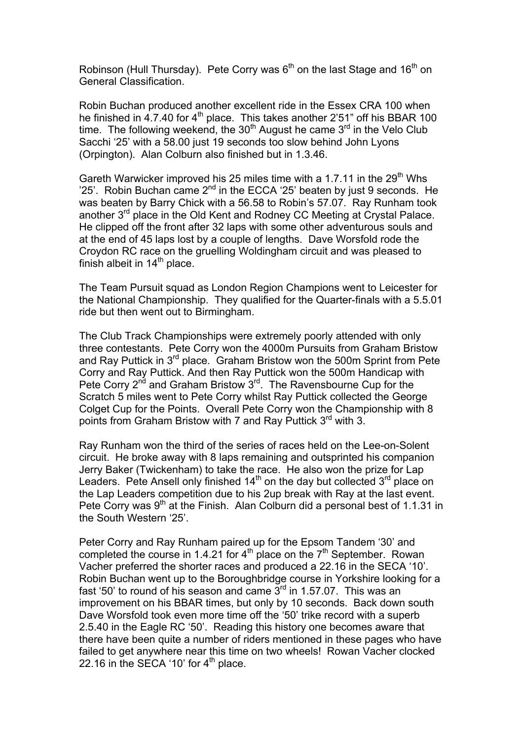Robinson (Hull Thursday). Pete Corry was 6th on the last Stage and 16th on General Classification.

Robin Buchan produced another excellent ride in the Essex CRA 100 when he finished in 4.7.40 for 4th place. This takes another 2'51" off his BBAR 100 time. The following weekend, the 30th August he came 3rd in the Velo Club Sacchi '25' with a 58.00 just 19 seconds too slow behind John Lyons (Orpington). Alan Colburn also finished but in 1.3.46.

Gareth Warwicker improved his 25 miles time with a 1.7.11 in the 29th Whs '25'. Robin Buchan came 2nd in the ECCA '25' beaten by just 9 seconds. He was beaten by Barry Chick with a 56.58 to Robin's 57.07. Ray Runham took another 3rd place in the Old Kent and Rodney CC Meeting at Crystal Palace. He clipped off the front after 32 laps with some other adventurous souls and at the end of 45 laps lost by a couple of lengths. Dave Worsfold rode the Croydon RC race on the gruelling Woldingham circuit and was pleased to finish albeit in 14th place.

The Team Pursuit squad as London Region Champions went to Leicester for the National Championship. They qualified for the Quarter-finals with a 5.5.01 ride but then went out to Birmingham.

The Club Track Championships were extremely poorly attended with only three contestants. Pete Corry won the 4000m Pursuits from Graham Bristow and Ray Puttick in 3rd place. Graham Bristow won the 500m Sprint from Pete Corry and Ray Puttick. And then Ray Puttick won the 500m Handicap with Pete Corry 2nd and Graham Bristow 3rd. The Ravensbourne Cup for the Scratch 5 miles went to Pete Corry whilst Ray Puttick collected the George Colget Cup for the Points. Overall Pete Corry won the Championship with 8 points from Graham Bristow with 7 and Ray Puttick 3rd with 3.

Ray Runham won the third of the series of races held on the Lee-on-Solent circuit. He broke away with 8 laps remaining and outsprinted his companion Jerry Baker (Twickenham) to take the race. He also won the prize for Lap Leaders. Pete Ansell only finished 14th on the day but collected 3rd place on the Lap Leaders competition due to his 2up break with Ray at the last event. Pete Corry was 9th at the Finish. Alan Colburn did a personal best of 1.1.31 in the South Western '25'.

Peter Corry and Ray Runham paired up for the Epsom Tandem '30' and completed the course in 1.4.21 for 4th place on the 7th September. Rowan Vacher preferred the shorter races and produced a 22.16 in the SECA '10'. Robin Buchan went up to the Boroughbridge course in Yorkshire looking for a fast '50' to round of his season and came 3rd in 1.57.07. This was an improvement on his BBAR times, but only by 10 seconds. Back down south Dave Worsfold took even more time off the '50' trike record with a superb 2.5.40 in the Eagle RC '50'. Reading this history one becomes aware that there have been quite a number of riders mentioned in these pages who have failed to get anywhere near this time on two wheels! Rowan Vacher clocked 22.16 in the SECA '10' for 4th place.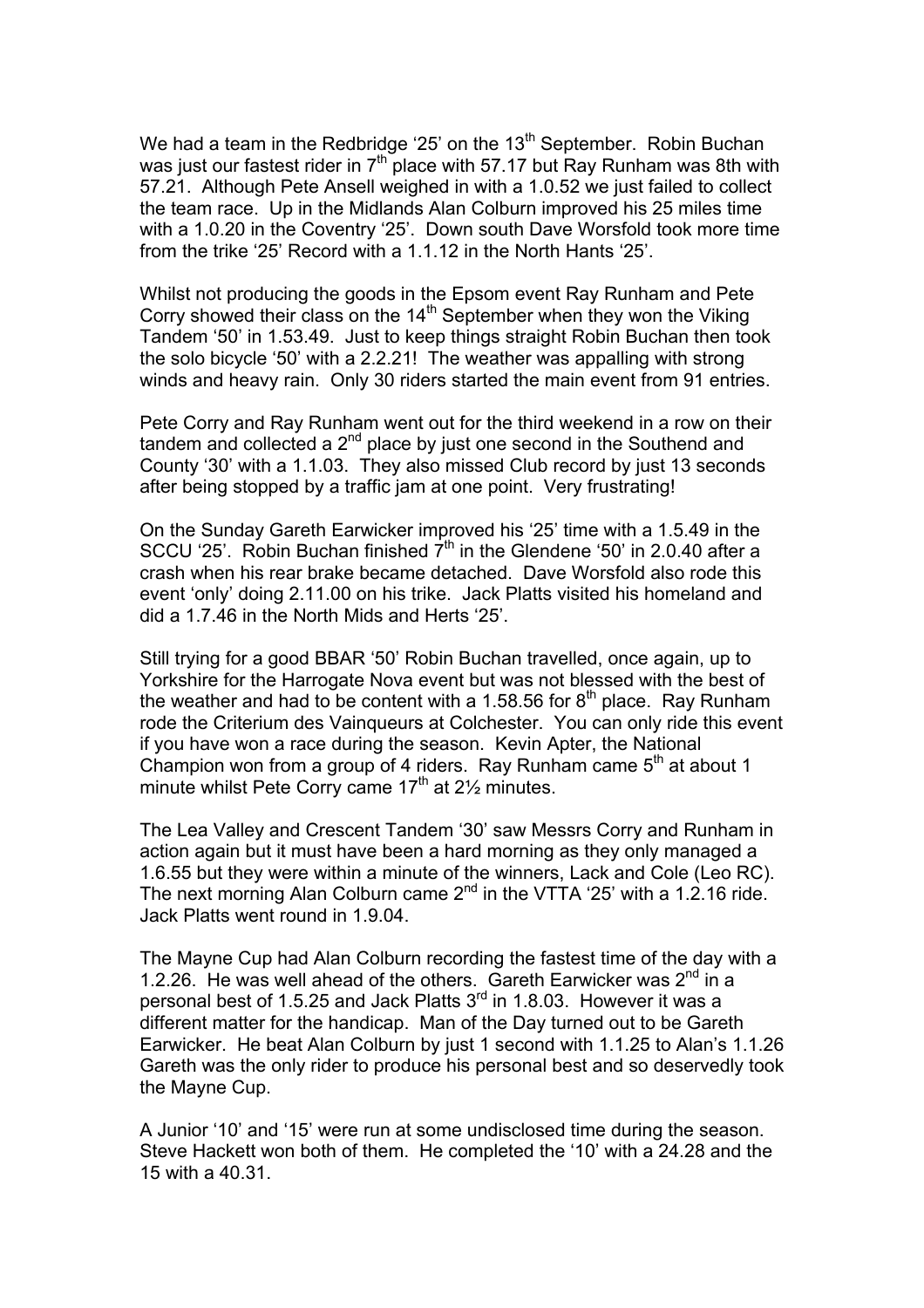We had a team in the Redbridge '25' on the 13th September. Robin Buchan was just our fastest rider in 7th place with 57.17 but Ray Runham was 8th with 57.21. Although Pete Ansell weighed in with a 1.0.52 we just failed to collect the team race. Up in the Midlands Alan Colburn improved his 25 miles time with a 1.0.20 in the Coventry '25'. Down south Dave Worsfold took more time from the trike '25' Record with a 1.1.12 in the North Hants '25'.

Whilst not producing the goods in the Epsom event Ray Runham and Pete Corry showed their class on the 14th September when they won the Viking Tandem '50' in 1.53.49. Just to keep things straight Robin Buchan then took the solo bicycle '50' with a 2.2.21! The weather was appalling with strong winds and heavy rain. Only 30 riders started the main event from 91 entries.

Pete Corry and Ray Runham went out for the third weekend in a row on their tandem and collected a 2nd place by just one second in the Southend and County '30' with a 1.1.03. They also missed Club record by just 13 seconds after being stopped by a traffic jam at one point. Very frustrating!

On the Sunday Gareth Earwicker improved his '25' time with a 1.5.49 in the SCCU '25'. Robin Buchan finished 7th in the Glendene '50' in 2.0.40 after a crash when his rear brake became detached. Dave Worsfold also rode this event 'only' doing 2.11.00 on his trike. Jack Platts visited his homeland and did a 1.7.46 in the North Mids and Herts '25'.

Still trying for a good BBAR '50' Robin Buchan travelled, once again, up to Yorkshire for the Harrogate Nova event but was not blessed with the best of the weather and had to be content with a 1.58.56 for 8th place. Ray Runham rode the Criterium des Vainqueurs at Colchester. You can only ride this event if you have won a race during the season. Kevin Apter, the National Champion won from a group of 4 riders. Ray Runham came 5th at about 1 minute whilst Pete Corry came 17th at 2½ minutes.

The Lea Valley and Crescent Tandem '30' saw Messrs Corry and Runham in action again but it must have been a hard morning as they only managed a 1.6.55 but they were within a minute of the winners, Lack and Cole (Leo RC). The next morning Alan Colburn came 2nd in the VTTA '25' with a 1.2.16 ride. Jack Platts went round in 1.9.04.

The Mayne Cup had Alan Colburn recording the fastest time of the day with a 1.2.26. He was well ahead of the others. Gareth Earwicker was 2nd in a personal best of 1.5.25 and Jack Platts 3rd in 1.8.03. However it was a different matter for the handicap. Man of the Day turned out to be Gareth Earwicker. He beat Alan Colburn by just 1 second with 1.1.25 to Alan's 1.1.26 Gareth was the only rider to produce his personal best and so deservedly took the Mayne Cup.

A Junior '10' and '15' were run at some undisclosed time during the season. Steve Hackett won both of them. He completed the '10' with a 24.28 and the 15 with a 40.31.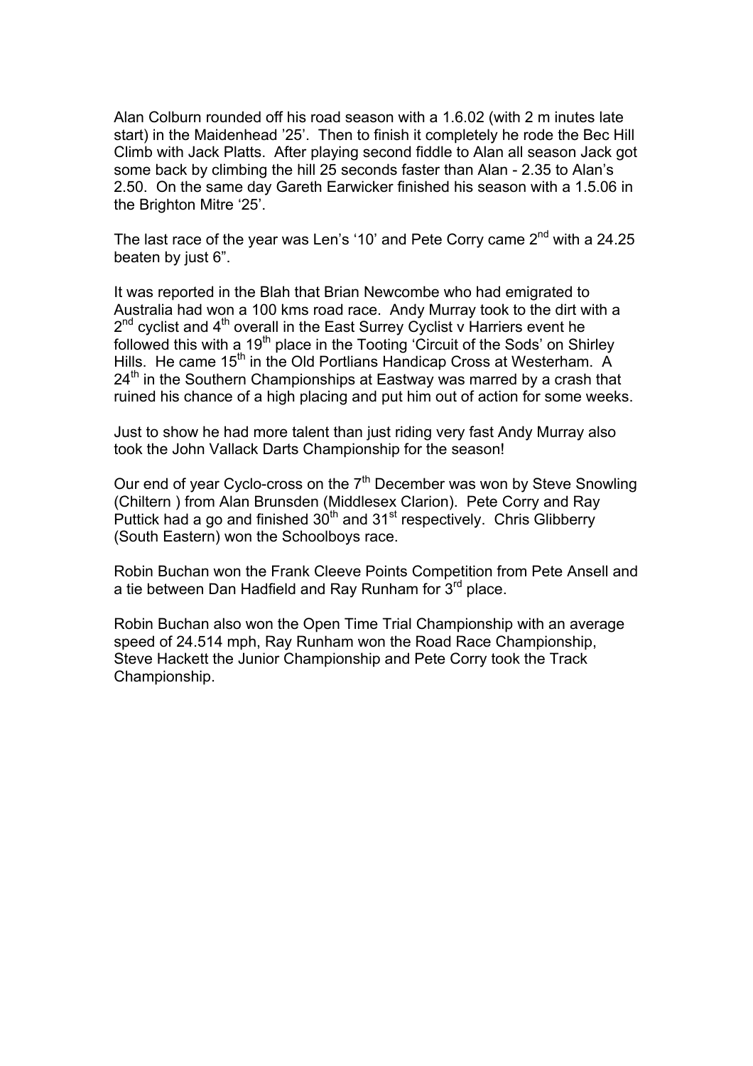Alan Colburn rounded off his road season with a 1.6.02 (with 2 m inutes late start) in the Maidenhead '25'. Then to finish it completely he rode the Bec Hill Climb with Jack Platts. After playing second fiddle to Alan all season Jack got some back by climbing the hill 25 seconds faster than Alan - 2.35 to Alan's 2.50. On the same day Gareth Earwicker finished his season with a 1.5.06 in the Brighton Mitre '25'.

The last race of the year was Len's '10' and Pete Corry came 2nd with a 24.25 beaten by just 6".

It was reported in the Blah that Brian Newcombe who had emigrated to Australia had won a 100 kms road race. Andy Murray took to the dirt with a 2nd cyclist and 4th overall in the East Surrey Cyclist v Harriers event he followed this with a 19th place in the Tooting 'Circuit of the Sods' on Shirley Hills. He came 15th in the Old Portlians Handicap Cross at Westerham. A 24th in the Southern Championships at Eastway was marred by a crash that ruined his chance of a high placing and put him out of action for some weeks.

Just to show he had more talent than just riding very fast Andy Murray also took the John Vallack Darts Championship for the season!

Our end of year Cyclo-cross on the 7th December was won by Steve Snowling (Chiltern ) from Alan Brunsden (Middlesex Clarion). Pete Corry and Ray Puttick had a go and finished 30th and 31st respectively. Chris Glibberry (South Eastern) won the Schoolboys race.

Robin Buchan won the Frank Cleeve Points Competition from Pete Ansell and a tie between Dan Hadfield and Ray Runham for 3rd place.

Robin Buchan also won the Open Time Trial Championship with an average speed of 24.514 mph, Ray Runham won the Road Race Championship, Steve Hackett the Junior Championship and Pete Corry took the Track Championship.